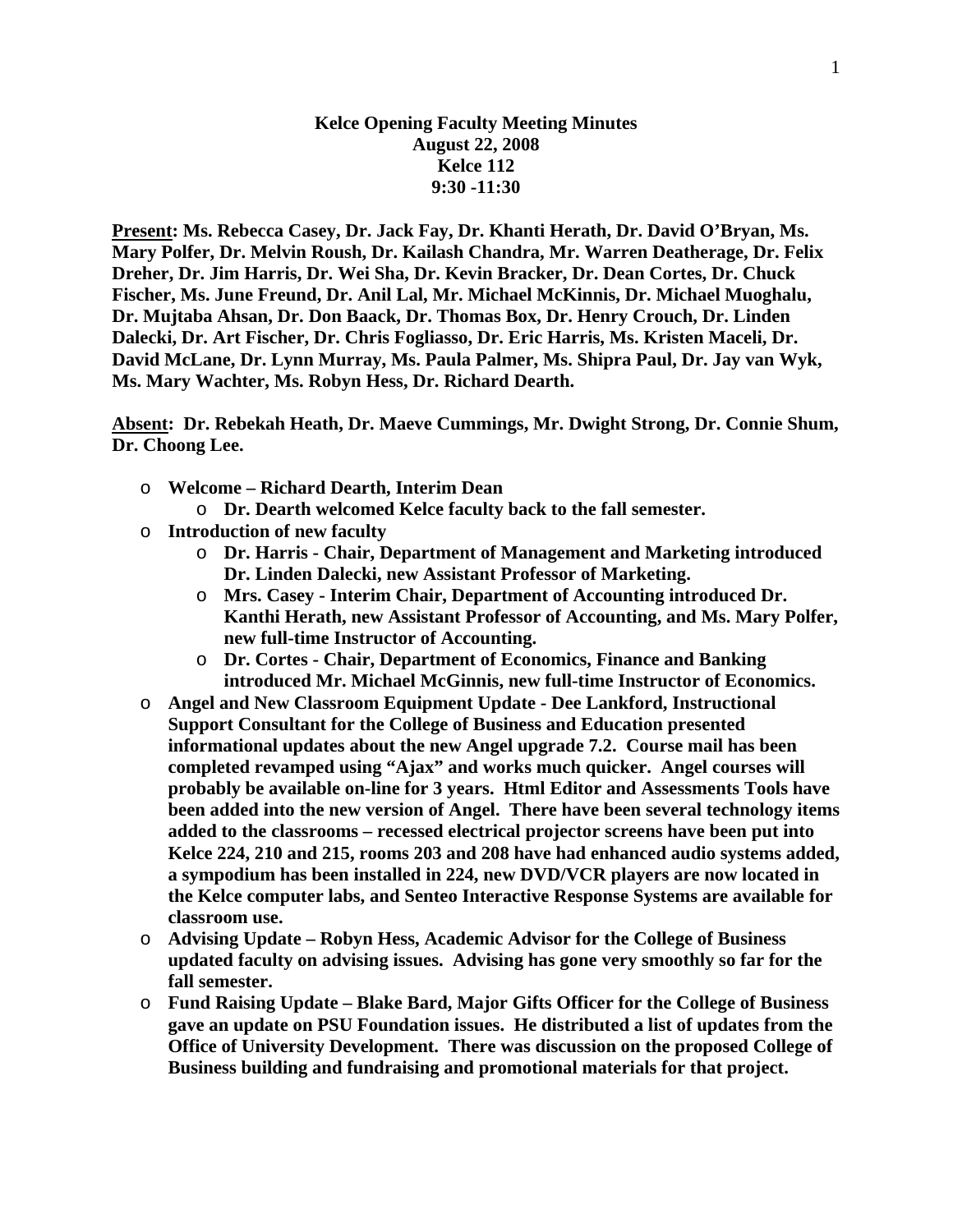**Kelce Opening Faculty Meeting Minutes**
**August 22, 2008**
**Kelce 112**
**9:30 -11:30**

**Present: Ms. Rebecca Casey, Dr. Jack Fay, Dr. Khanti Herath, Dr. David O'Bryan, Ms. Mary Polfer, Dr. Melvin Roush, Dr. Kailash Chandra, Mr. Warren Deatherage, Dr. Felix Dreher, Dr. Jim Harris, Dr. Wei Sha, Dr. Kevin Bracker, Dr. Dean Cortes, Dr. Chuck Fischer, Ms. June Freund, Dr. Anil Lal, Mr. Michael McKinnis, Dr. Michael Muoghalu, Dr. Mujtaba Ahsan, Dr. Don Baack, Dr. Thomas Box, Dr. Henry Crouch, Dr. Linden Dalecki, Dr. Art Fischer, Dr. Chris Fogliasso, Dr. Eric Harris, Ms. Kristen Maceli, Dr. David McLane, Dr. Lynn Murray, Ms. Paula Palmer, Ms. Shipra Paul, Dr. Jay van Wyk, Ms. Mary Wachter, Ms. Robyn Hess, Dr. Richard Dearth.**

**Absent: Dr. Rebekah Heath, Dr. Maeve Cummings, Mr. Dwight Strong, Dr. Connie Shum, Dr. Choong Lee.**

- **Welcome – Richard Dearth, Interim Dean**
  - **Dr. Dearth welcomed Kelce faculty back to the fall semester.**
- **Introduction of new faculty**
  - **Dr. Harris - Chair, Department of Management and Marketing introduced Dr. Linden Dalecki, new Assistant Professor of Marketing.**
  - **Mrs. Casey - Interim Chair, Department of Accounting introduced Dr. Kanthi Herath, new Assistant Professor of Accounting, and Ms. Mary Polfer, new full-time Instructor of Accounting.**
  - **Dr. Cortes - Chair, Department of Economics, Finance and Banking introduced Mr. Michael McGinnis, new full-time Instructor of Economics.**
- **Angel and New Classroom Equipment Update - Dee Lankford, Instructional Support Consultant for the College of Business and Education presented informational updates about the new Angel upgrade 7.2. Course mail has been completed revamped using "Ajax" and works much quicker. Angel courses will probably be available on-line for 3 years. Html Editor and Assessments Tools have been added into the new version of Angel. There have been several technology items added to the classrooms – recessed electrical projector screens have been put into Kelce 224, 210 and 215, rooms 203 and 208 have had enhanced audio systems added, a sympodium has been installed in 224, new DVD/VCR players are now located in the Kelce computer labs, and Senteo Interactive Response Systems are available for classroom use.**
- **Advising Update – Robyn Hess, Academic Advisor for the College of Business updated faculty on advising issues. Advising has gone very smoothly so far for the fall semester.**
- **Fund Raising Update – Blake Bard, Major Gifts Officer for the College of Business gave an update on PSU Foundation issues. He distributed a list of updates from the Office of University Development. There was discussion on the proposed College of Business building and fundraising and promotional materials for that project.**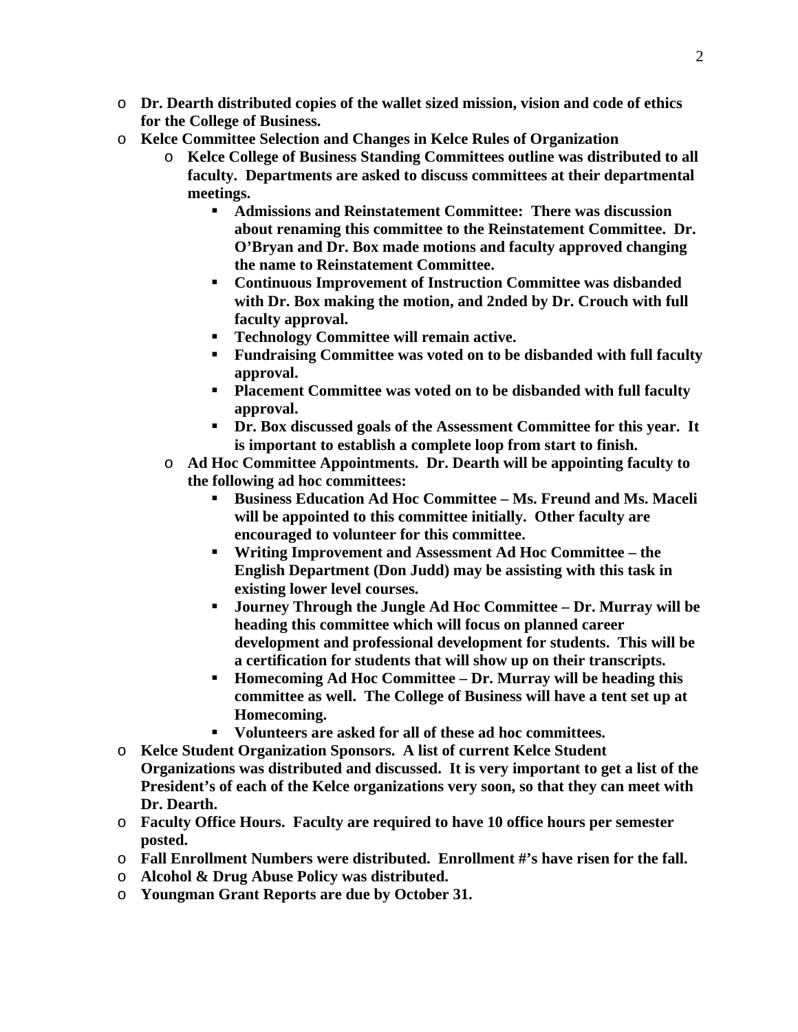- **Dr. Dearth distributed copies of the wallet sized mission, vision and code of ethics for the College of Business.**
- **Kelce Committee Selection and Changes in Kelce Rules of Organization**
  - **Kelce College of Business Standing Committees outline was distributed to all faculty. Departments are asked to discuss committees at their departmental meetings.**
    - **Admissions and Reinstatement Committee: There was discussion about renaming this committee to the Reinstatement Committee. Dr. O'Bryan and Dr. Box made motions and faculty approved changing the name to Reinstatement Committee.**
    - **Continuous Improvement of Instruction Committee was disbanded with Dr. Box making the motion, and 2nded by Dr. Crouch with full faculty approval.**
    - **Technology Committee will remain active.**
    - **Fundraising Committee was voted on to be disbanded with full faculty approval.**
    - **Placement Committee was voted on to be disbanded with full faculty approval.**
    - **Dr. Box discussed goals of the Assessment Committee for this year. It is important to establish a complete loop from start to finish.**
  - **Ad Hoc Committee Appointments. Dr. Dearth will be appointing faculty to the following ad hoc committees:**
    - **Business Education Ad Hoc Committee – Ms. Freund and Ms. Maceli will be appointed to this committee initially. Other faculty are encouraged to volunteer for this committee.**
    - **Writing Improvement and Assessment Ad Hoc Committee – the English Department (Don Judd) may be assisting with this task in existing lower level courses.**
    - **Journey Through the Jungle Ad Hoc Committee – Dr. Murray will be heading this committee which will focus on planned career development and professional development for students. This will be a certification for students that will show up on their transcripts.**
    - **Homecoming Ad Hoc Committee – Dr. Murray will be heading this committee as well. The College of Business will have a tent set up at Homecoming.**
    - **Volunteers are asked for all of these ad hoc committees.**
- **Kelce Student Organization Sponsors. A list of current Kelce Student Organizations was distributed and discussed. It is very important to get a list of the President's of each of the Kelce organizations very soon, so that they can meet with Dr. Dearth.**
- **Faculty Office Hours. Faculty are required to have 10 office hours per semester posted.**
- **Fall Enrollment Numbers were distributed. Enrollment #'s have risen for the fall.**
- **Alcohol & Drug Abuse Policy was distributed.**
- **Youngman Grant Reports are due by October 31.**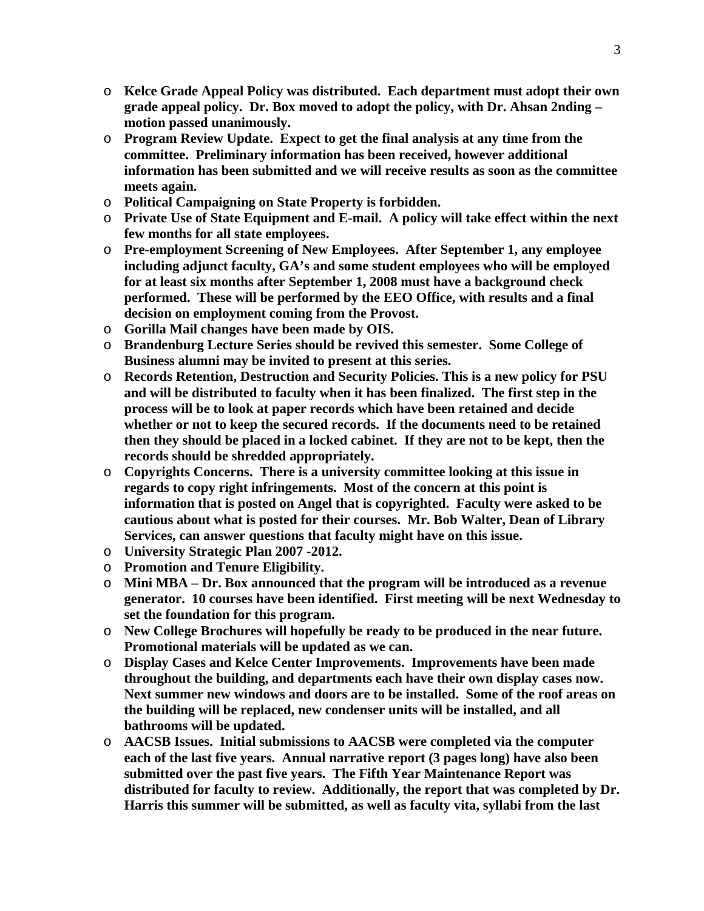- **Kelce Grade Appeal Policy was distributed. Each department must adopt their own grade appeal policy. Dr. Box moved to adopt the policy, with Dr. Ahsan 2nding – motion passed unanimously.**
- **Program Review Update. Expect to get the final analysis at any time from the committee. Preliminary information has been received, however additional information has been submitted and we will receive results as soon as the committee meets again.**
- **Political Campaigning on State Property is forbidden.**
- **Private Use of State Equipment and E-mail. A policy will take effect within the next few months for all state employees.**
- **Pre-employment Screening of New Employees. After September 1, any employee including adjunct faculty, GA's and some student employees who will be employed for at least six months after September 1, 2008 must have a background check performed. These will be performed by the EEO Office, with results and a final decision on employment coming from the Provost.**
- **Gorilla Mail changes have been made by OIS.**
- **Brandenburg Lecture Series should be revived this semester. Some College of Business alumni may be invited to present at this series.**
- **Records Retention, Destruction and Security Policies. This is a new policy for PSU and will be distributed to faculty when it has been finalized. The first step in the process will be to look at paper records which have been retained and decide whether or not to keep the secured records. If the documents need to be retained then they should be placed in a locked cabinet. If they are not to be kept, then the records should be shredded appropriately.**
- **Copyrights Concerns. There is a university committee looking at this issue in regards to copy right infringements. Most of the concern at this point is information that is posted on Angel that is copyrighted. Faculty were asked to be cautious about what is posted for their courses. Mr. Bob Walter, Dean of Library Services, can answer questions that faculty might have on this issue.**
- **University Strategic Plan 2007 -2012.**
- **Promotion and Tenure Eligibility.**
- **Mini MBA – Dr. Box announced that the program will be introduced as a revenue generator. 10 courses have been identified. First meeting will be next Wednesday to set the foundation for this program.**
- **New College Brochures will hopefully be ready to be produced in the near future. Promotional materials will be updated as we can.**
- **Display Cases and Kelce Center Improvements. Improvements have been made throughout the building, and departments each have their own display cases now. Next summer new windows and doors are to be installed. Some of the roof areas on the building will be replaced, new condenser units will be installed, and all bathrooms will be updated.**
- **AACSB Issues. Initial submissions to AACSB were completed via the computer each of the last five years. Annual narrative report (3 pages long) have also been submitted over the past five years. The Fifth Year Maintenance Report was distributed for faculty to review. Additionally, the report that was completed by Dr. Harris this summer will be submitted, as well as faculty vita, syllabi from the last**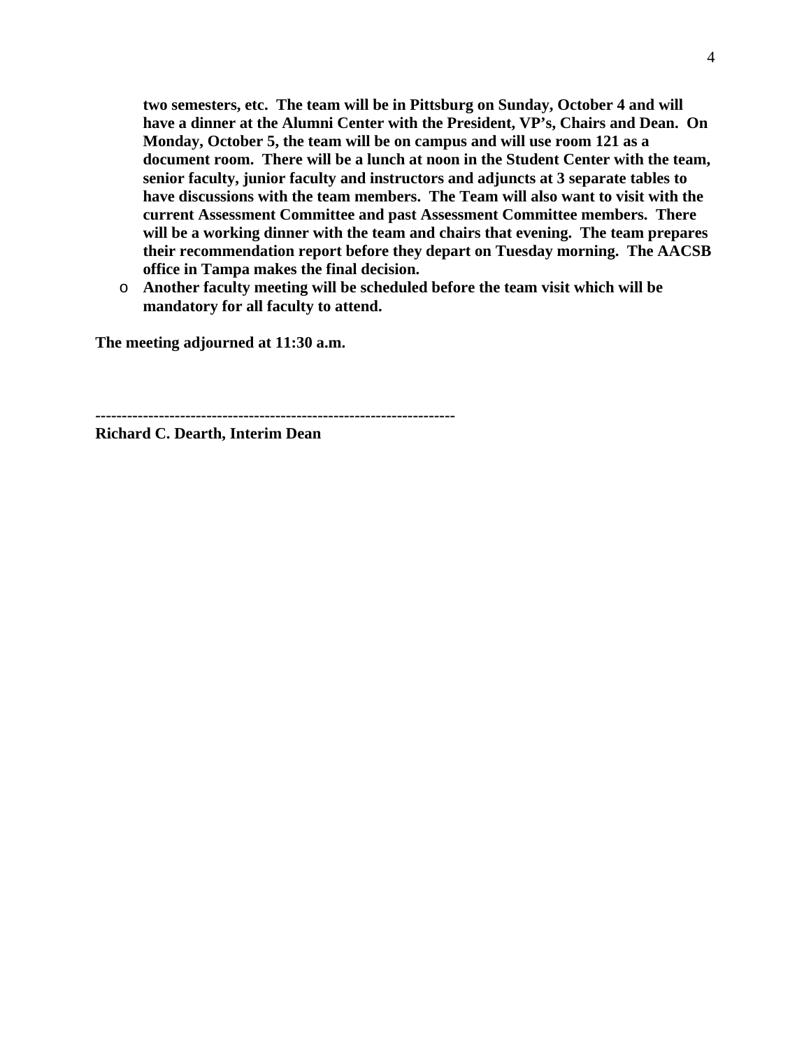**two semesters, etc. The team will be in Pittsburg on Sunday, October 4 and will have a dinner at the Alumni Center with the President, VP's, Chairs and Dean. On Monday, October 5, the team will be on campus and will use room 121 as a document room. There will be a lunch at noon in the Student Center with the team, senior faculty, junior faculty and instructors and adjuncts at 3 separate tables to have discussions with the team members. The Team will also want to visit with the current Assessment Committee and past Assessment Committee members. There will be a working dinner with the team and chairs that evening. The team prepares their recommendation report before they depart on Tuesday morning. The AACSB office in Tampa makes the final decision.**

- **Another faculty meeting will be scheduled before the team visit which will be mandatory for all faculty to attend.**

**The meeting adjourned at 11:30 a.m.**

**-------------------------------------------------------------------**
**Richard C. Dearth, Interim Dean**